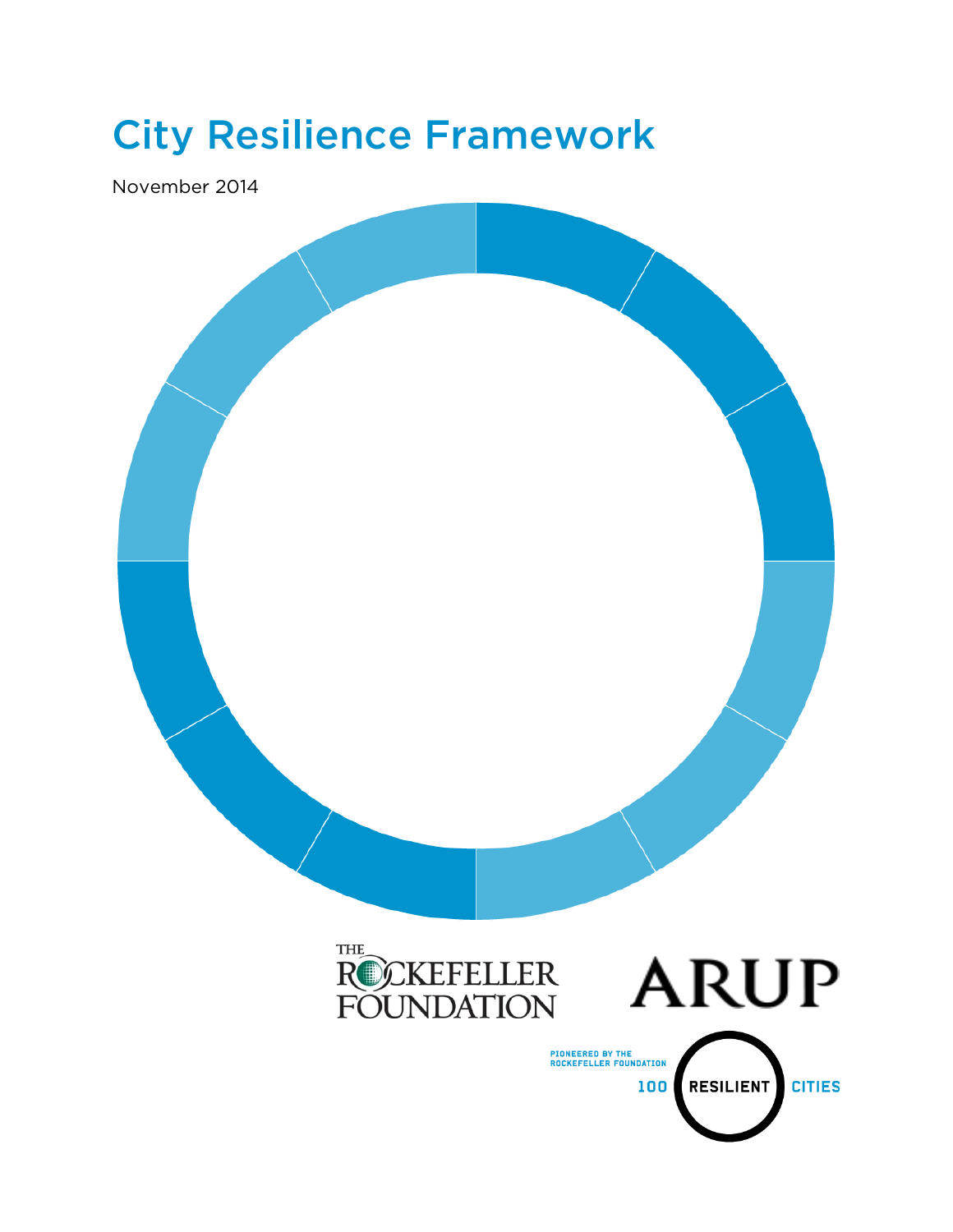# City Resilience Framework

November 2014

THE ROCKEFELLER FOUNDATION

ARUP

PIONEERED BY THE ROCKEFELLER FOUNDATION

100 RESILIENT CITIES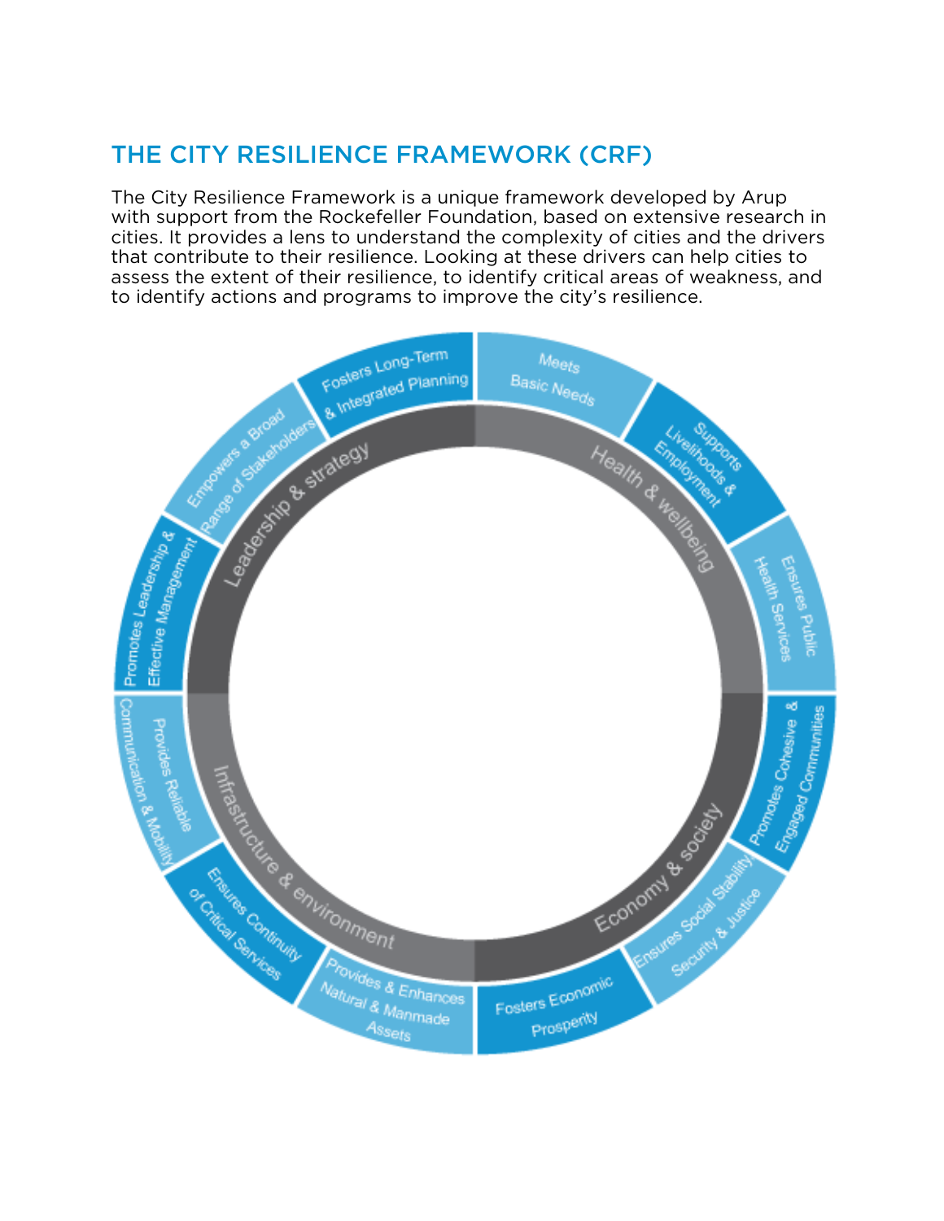## THE CITY RESILIENCE FRAMEWORK (CRF)

The City Resilience Framework is a unique framework developed by Arup with support from the Rockefeller Foundation, based on extensive research in cities. It provides a lens to understand the complexity of cities and the drivers that contribute to their resilience. Looking at these drivers can help cities to assess the extent of their resilience, to identify critical areas of weakness, and to identify actions and programs to improve the city's resilience.

**Health & wellbeing**
- Meets Basic Needs
- Supports Livelihoods & Employment
- Ensures Public Health Services

**Economy & society**
- Promotes Cohesive & Engaged Communities
- Ensures Social Stability, Security & Justice
- Fosters Economic Prosperity

**Infrastructure & environment**
- Provides & Enhances Natural & Manmade Assets
- Ensures Continuity of Critical Services
- Provides Reliable Communication & Mobility

**Leadership & strategy**
- Promotes Leadership & Effective Management
- Empowers a Broad Range of Stakeholders
- Fosters Long-Term & Integrated Planning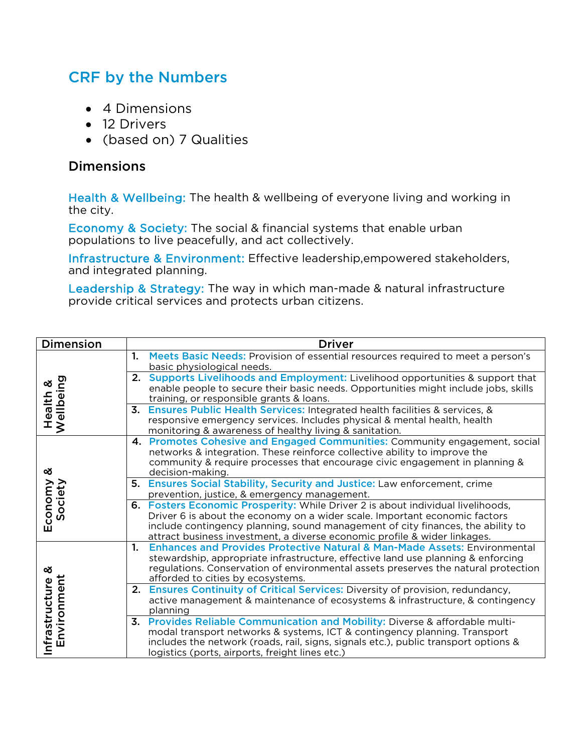## CRF by the Numbers

- 4 Dimensions
- 12 Drivers
- (based on) 7 Qualities

### Dimensions

**Health & Wellbeing:** The health & wellbeing of everyone living and working in the city.

**Economy & Society:** The social & financial systems that enable urban populations to live peacefully, and act collectively.

**Infrastructure & Environment:** Effective leadership,empowered stakeholders, and integrated planning.

**Leadership & Strategy:** The way in which man-made & natural infrastructure provide critical services and protects urban citizens.

| Dimension | Driver |
|---|---|
| Health & Wellbeing | 1. **Meets Basic Needs:** Provision of essential resources required to meet a person's basic physiological needs. |
| | 2. **Supports Livelihoods and Employment:** Livelihood opportunities & support that enable people to secure their basic needs. Opportunities might include jobs, skills training, or responsible grants & loans. |
| | 3. **Ensures Public Health Services:** Integrated health facilities & services, & responsive emergency services. Includes physical & mental health, health monitoring & awareness of healthy living & sanitation. |
| Economy & Society | 4. **Promotes Cohesive and Engaged Communities:** Community engagement, social networks & integration. These reinforce collective ability to improve the community & require processes that encourage civic engagement in planning & decision-making. |
| | 5. **Ensures Social Stability, Security and Justice:** Law enforcement, crime prevention, justice, & emergency management. |
| | 6. **Fosters Economic Prosperity:** While Driver 2 is about individual livelihoods, Driver 6 is about the economy on a wider scale. Important economic factors include contingency planning, sound management of city finances, the ability to attract business investment, a diverse economic profile & wider linkages. |
| Infrastructure & Environment | 1. **Enhances and Provides Protective Natural & Man-Made Assets:** Environmental stewardship, appropriate infrastructure, effective land use planning & enforcing regulations. Conservation of environmental assets preserves the natural protection afforded to cities by ecosystems. |
| | 2. **Ensures Continuity of Critical Services:** Diversity of provision, redundancy, active management & maintenance of ecosystems & infrastructure, & contingency planning |
| | 3. **Provides Reliable Communication and Mobility:** Diverse & affordable multi-modal transport networks & systems, ICT & contingency planning. Transport includes the network (roads, rail, signs, signals etc.), public transport options & logistics (ports, airports, freight lines etc.) |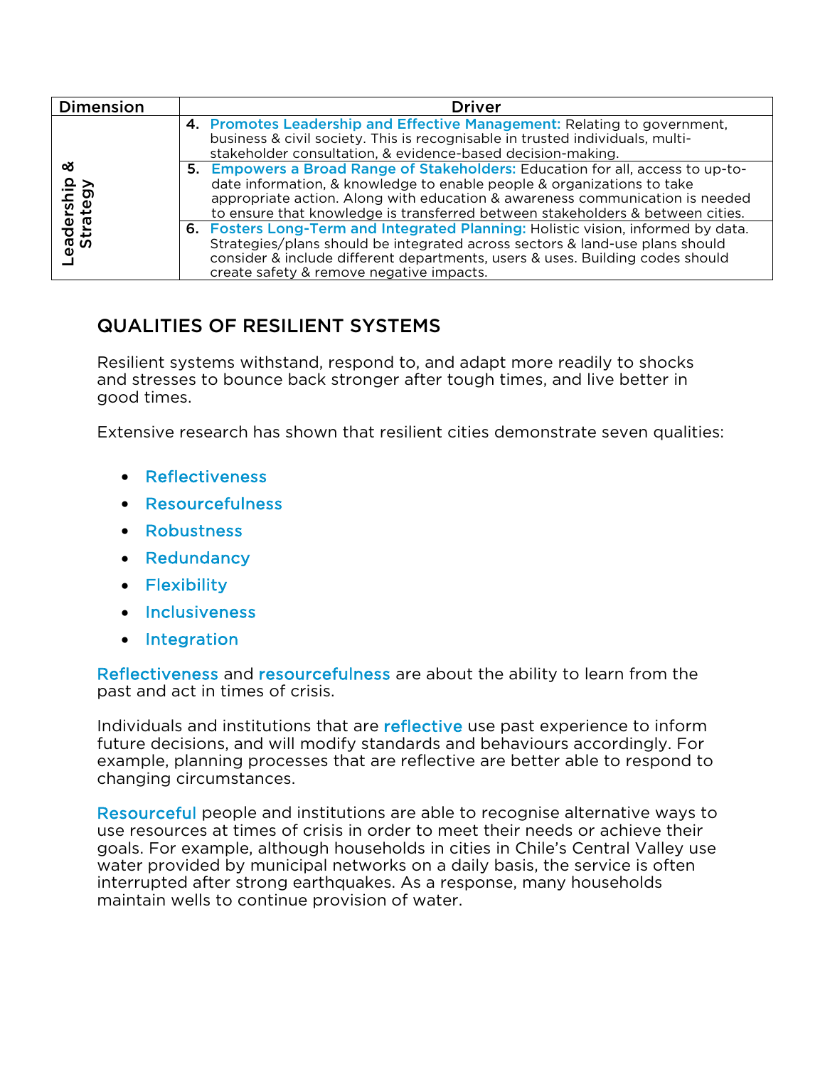| Dimension | Driver |
|---|---|
| Leadership & Strategy | 4. **Promotes Leadership and Effective Management:** Relating to government, business & civil society. This is recognisable in trusted individuals, multi-stakeholder consultation, & evidence-based decision-making. |
| | 5. **Empowers a Broad Range of Stakeholders:** Education for all, access to up-to-date information, & knowledge to enable people & organizations to take appropriate action. Along with education & awareness communication is needed to ensure that knowledge is transferred between stakeholders & between cities. |
| | 6. **Fosters Long-Term and Integrated Planning:** Holistic vision, informed by data. Strategies/plans should be integrated across sectors & land-use plans should consider & include different departments, users & uses. Building codes should create safety & remove negative impacts. |

## QUALITIES OF RESILIENT SYSTEMS

Resilient systems withstand, respond to, and adapt more readily to shocks and stresses to bounce back stronger after tough times, and live better in good times.

Extensive research has shown that resilient cities demonstrate seven qualities:

- Reflectiveness
- Resourcefulness
- Robustness
- Redundancy
- Flexibility
- Inclusiveness
- Integration

Reflectiveness and resourcefulness are about the ability to learn from the past and act in times of crisis.

Individuals and institutions that are reflective use past experience to inform future decisions, and will modify standards and behaviours accordingly. For example, planning processes that are reflective are better able to respond to changing circumstances.

Resourceful people and institutions are able to recognise alternative ways to use resources at times of crisis in order to meet their needs or achieve their goals. For example, although households in cities in Chile's Central Valley use water provided by municipal networks on a daily basis, the service is often interrupted after strong earthquakes. As a response, many households maintain wells to continue provision of water.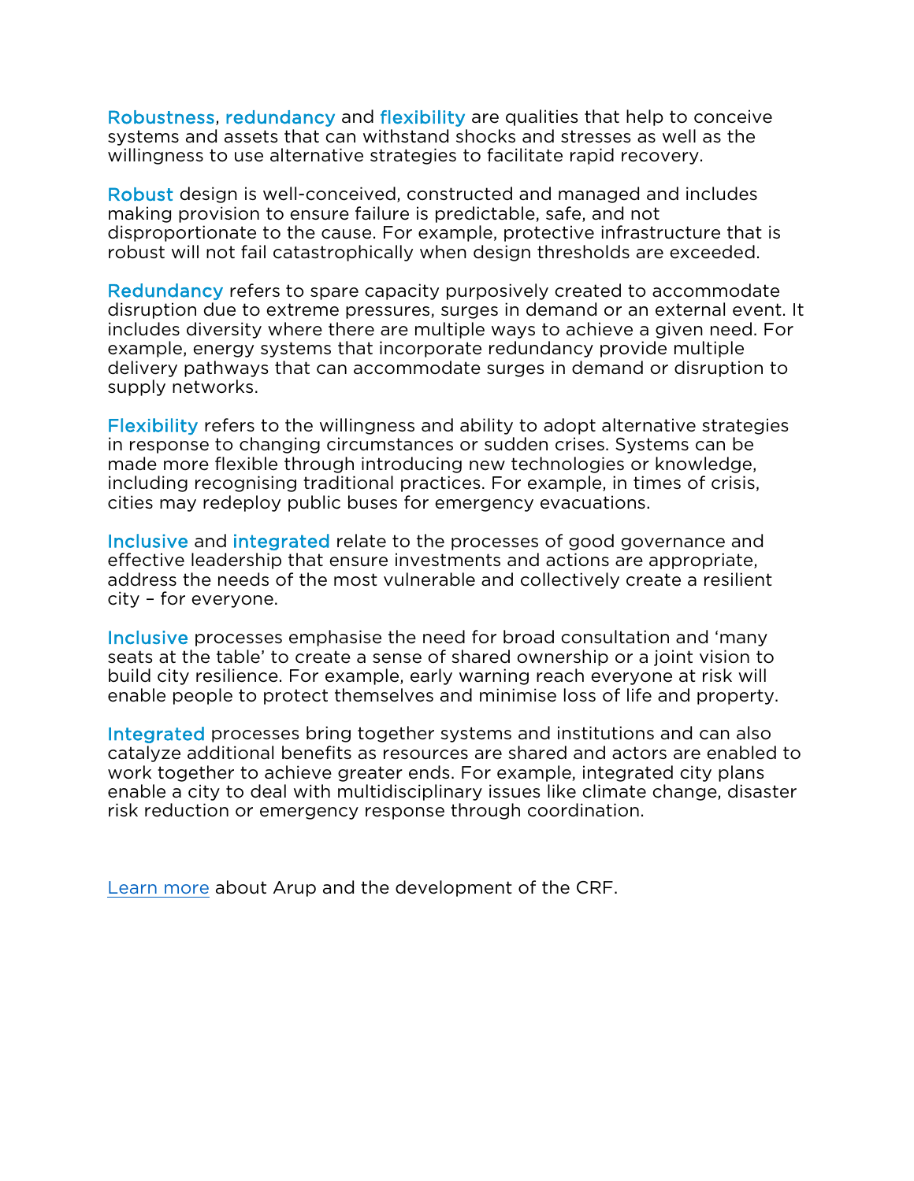Robustness, redundancy and flexibility are qualities that help to conceive systems and assets that can withstand shocks and stresses as well as the willingness to use alternative strategies to facilitate rapid recovery.

Robust design is well-conceived, constructed and managed and includes making provision to ensure failure is predictable, safe, and not disproportionate to the cause. For example, protective infrastructure that is robust will not fail catastrophically when design thresholds are exceeded.

Redundancy refers to spare capacity purposively created to accommodate disruption due to extreme pressures, surges in demand or an external event. It includes diversity where there are multiple ways to achieve a given need. For example, energy systems that incorporate redundancy provide multiple delivery pathways that can accommodate surges in demand or disruption to supply networks.

Flexibility refers to the willingness and ability to adopt alternative strategies in response to changing circumstances or sudden crises. Systems can be made more flexible through introducing new technologies or knowledge, including recognising traditional practices. For example, in times of crisis, cities may redeploy public buses for emergency evacuations.

Inclusive and integrated relate to the processes of good governance and effective leadership that ensure investments and actions are appropriate, address the needs of the most vulnerable and collectively create a resilient city – for everyone.

Inclusive processes emphasise the need for broad consultation and 'many seats at the table' to create a sense of shared ownership or a joint vision to build city resilience. For example, early warning reach everyone at risk will enable people to protect themselves and minimise loss of life and property.

Integrated processes bring together systems and institutions and can also catalyze additional benefits as resources are shared and actors are enabled to work together to achieve greater ends. For example, integrated city plans enable a city to deal with multidisciplinary issues like climate change, disaster risk reduction or emergency response through coordination.

Learn more about Arup and the development of the CRF.